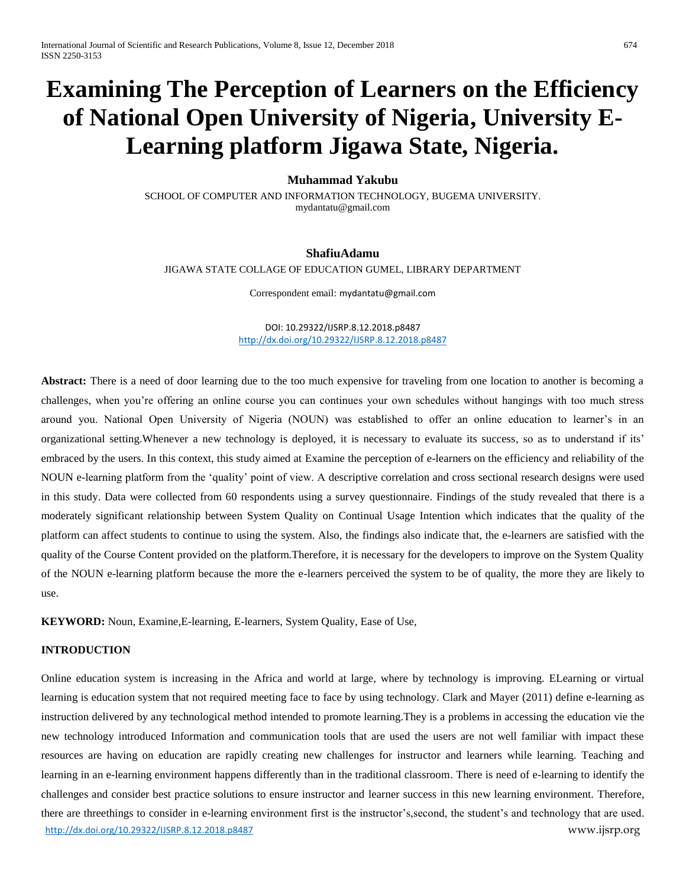# Examining The Perception of Learners on the Efficiency of National Open University of Nigeria, University E-Learning platform Jigawa State, Nigeria.

**Muhammad Yakubu**

SCHOOL OF COMPUTER AND INFORMATION TECHNOLOGY, BUGEMA UNIVERSITY.
mydantatu@gmail.com

**ShafiuAdamu**

JIGAWA STATE COLLAGE OF EDUCATION GUMEL, LIBRARY DEPARTMENT

Correspondent email: mydantatu@gmail.com

DOI: 10.29322/IJSRP.8.12.2018.p8487
http://dx.doi.org/10.29322/IJSRP.8.12.2018.p8487

**Abstract:** There is a need of door learning due to the too much expensive for traveling from one location to another is becoming a challenges, when you're offering an online course you can continues your own schedules without hangings with too much stress around you. National Open University of Nigeria (NOUN) was established to offer an online education to learner's in an organizational setting.Whenever a new technology is deployed, it is necessary to evaluate its success, so as to understand if its' embraced by the users. In this context, this study aimed at Examine the perception of e-learners on the efficiency and reliability of the NOUN e-learning platform from the 'quality' point of view. A descriptive correlation and cross sectional research designs were used in this study. Data were collected from 60 respondents using a survey questionnaire. Findings of the study revealed that there is a moderately significant relationship between System Quality on Continual Usage Intention which indicates that the quality of the platform can affect students to continue to using the system. Also, the findings also indicate that, the e-learners are satisfied with the quality of the Course Content provided on the platform.Therefore, it is necessary for the developers to improve on the System Quality of the NOUN e-learning platform because the more the e-learners perceived the system to be of quality, the more they are likely to use.

**KEYWORD:** Noun, Examine,E-learning, E-learners, System Quality, Ease of Use,

## INTRODUCTION

Online education system is increasing in the Africa and world at large, where by technology is improving. ELearning or virtual learning is education system that not required meeting face to face by using technology. Clark and Mayer (2011) define e-learning as instruction delivered by any technological method intended to promote learning.They is a problems in accessing the education vie the new technology introduced Information and communication tools that are used the users are not well familiar with impact these resources are having on education are rapidly creating new challenges for instructor and learners while learning. Teaching and learning in an e-learning environment happens differently than in the traditional classroom. There is need of e-learning to identify the challenges and consider best practice solutions to ensure instructor and learner success in this new learning environment. Therefore, there are threethings to consider in e-learning environment first is the instructor's,second, the student's and technology that are used.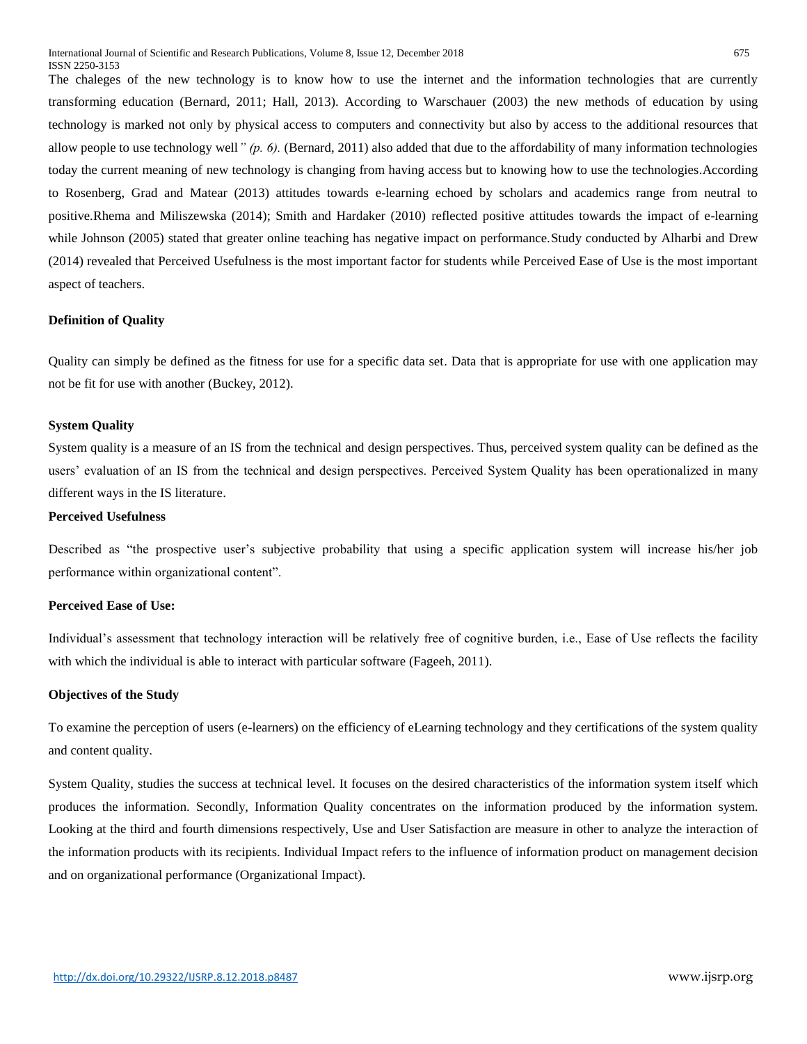The chaleges of the new technology is to know how to use the internet and the information technologies that are currently transforming education (Bernard, 2011; Hall, 2013). According to Warschauer (2003) the new methods of education by using technology is marked not only by physical access to computers and connectivity but also by access to the additional resources that allow people to use technology well*" (p. 6).* (Bernard, 2011) also added that due to the affordability of many information technologies today the current meaning of new technology is changing from having access but to knowing how to use the technologies.According to Rosenberg, Grad and Matear (2013) attitudes towards e-learning echoed by scholars and academics range from neutral to positive.Rhema and Miliszewska (2014); Smith and Hardaker (2010) reflected positive attitudes towards the impact of e-learning while Johnson (2005) stated that greater online teaching has negative impact on performance.Study conducted by Alharbi and Drew (2014) revealed that Perceived Usefulness is the most important factor for students while Perceived Ease of Use is the most important aspect of teachers.

**Definition of Quality**

Quality can simply be defined as the fitness for use for a specific data set. Data that is appropriate for use with one application may not be fit for use with another (Buckey, 2012).

**System Quality**

System quality is a measure of an IS from the technical and design perspectives. Thus, perceived system quality can be defined as the users' evaluation of an IS from the technical and design perspectives. Perceived System Quality has been operationalized in many different ways in the IS literature.

**Perceived Usefulness**

Described as "the prospective user's subjective probability that using a specific application system will increase his/her job performance within organizational content".

**Perceived Ease of Use:**

Individual's assessment that technology interaction will be relatively free of cognitive burden, i.e., Ease of Use reflects the facility with which the individual is able to interact with particular software (Fageeh, 2011).

**Objectives of the Study**

To examine the perception of users (e-learners) on the efficiency of eLearning technology and they certifications of the system quality and content quality.

System Quality, studies the success at technical level. It focuses on the desired characteristics of the information system itself which produces the information. Secondly, Information Quality concentrates on the information produced by the information system. Looking at the third and fourth dimensions respectively, Use and User Satisfaction are measure in other to analyze the interaction of the information products with its recipients. Individual Impact refers to the influence of information product on management decision and on organizational performance (Organizational Impact).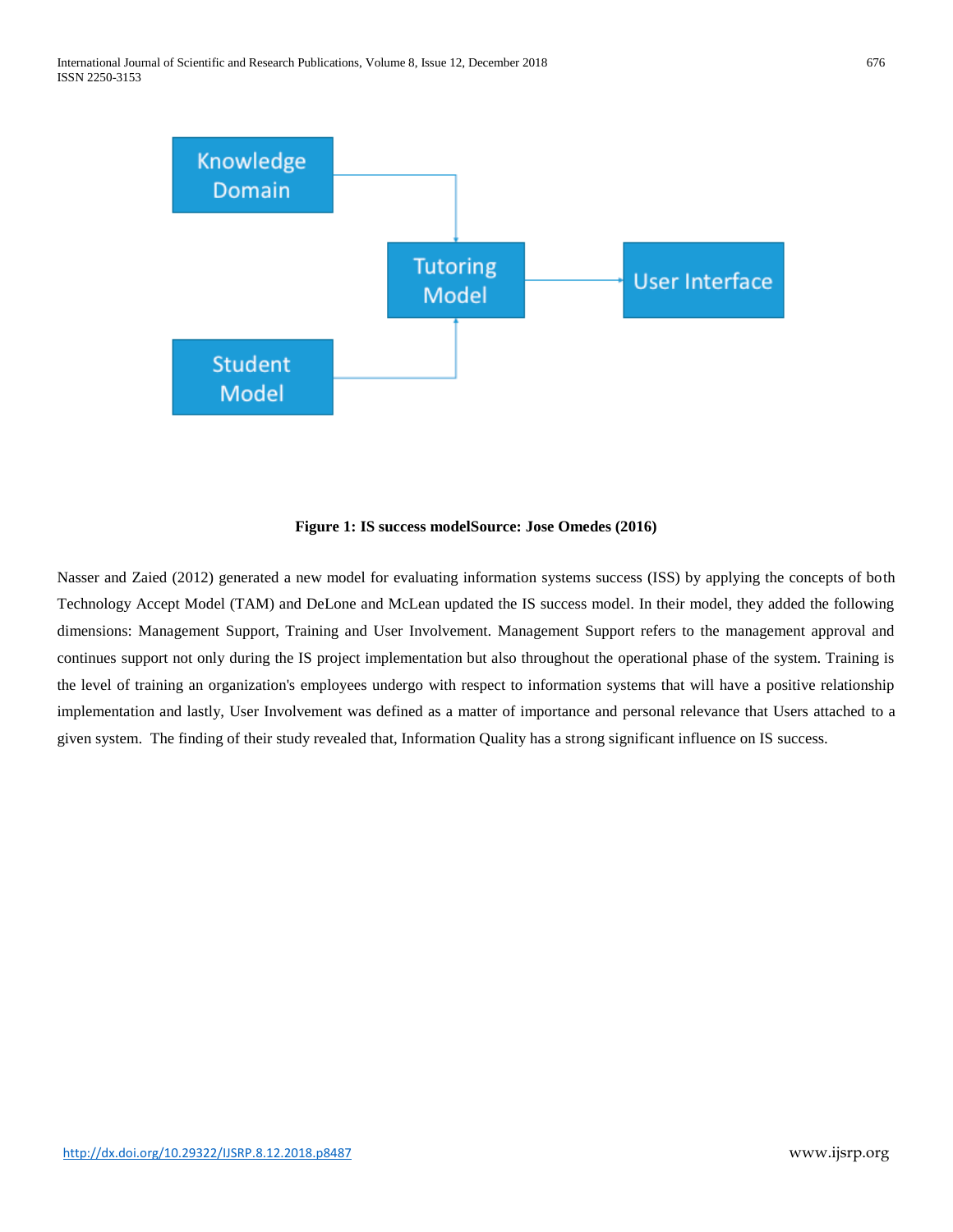**Figure 1: IS success modelSource: Jose Omedes (2016)**

Nasser and Zaied (2012) generated a new model for evaluating information systems success (ISS) by applying the concepts of both Technology Accept Model (TAM) and DeLone and McLean updated the IS success model. In their model, they added the following dimensions: Management Support, Training and User Involvement. Management Support refers to the management approval and continues support not only during the IS project implementation but also throughout the operational phase of the system. Training is the level of training an organization's employees undergo with respect to information systems that will have a positive relationship implementation and lastly, User Involvement was defined as a matter of importance and personal relevance that Users attached to a given system. The finding of their study revealed that, Information Quality has a strong significant influence on IS success.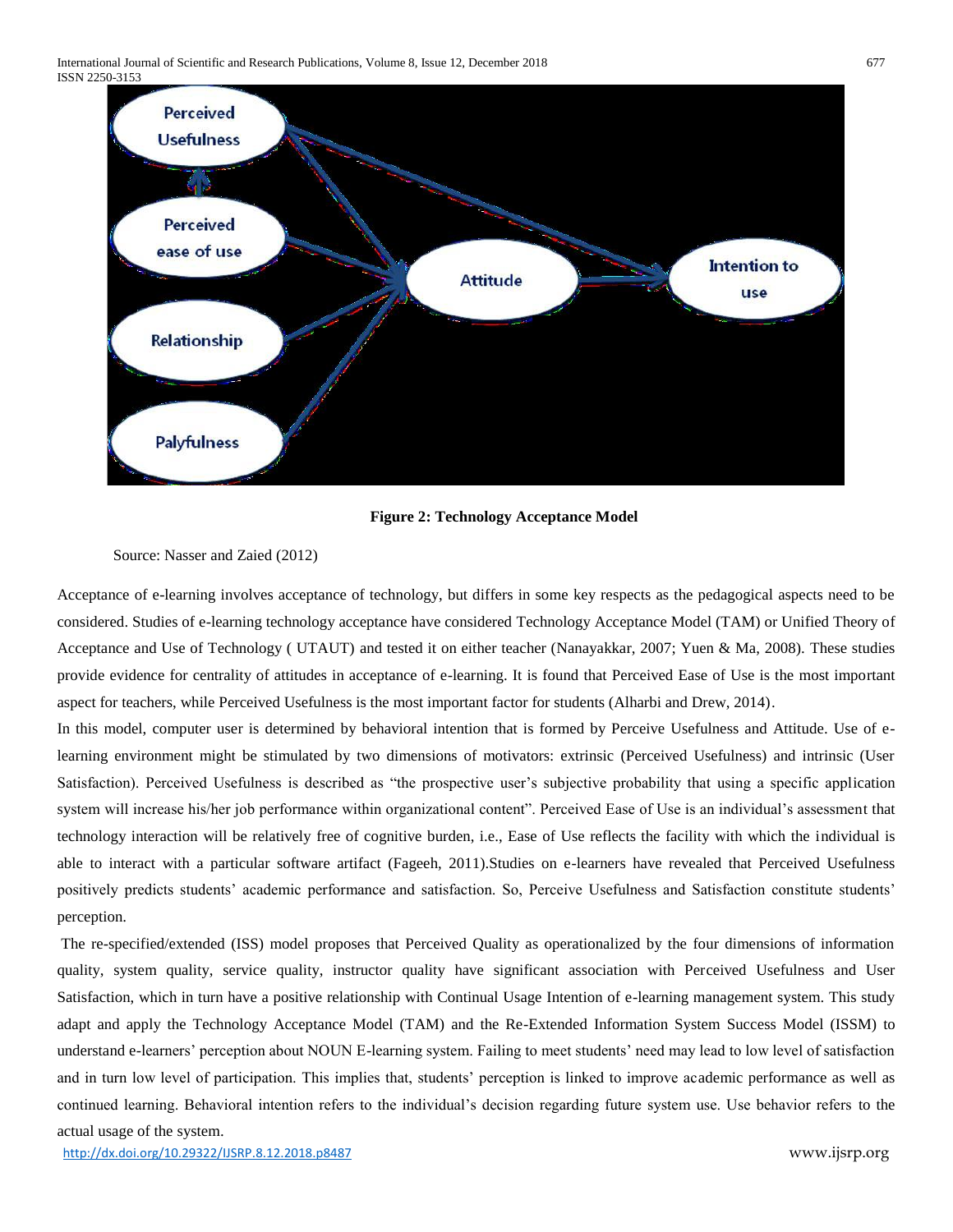**Figure 2: Technology Acceptance Model**

Source: Nasser and Zaied (2012)

Acceptance of e-learning involves acceptance of technology, but differs in some key respects as the pedagogical aspects need to be considered. Studies of e-learning technology acceptance have considered Technology Acceptance Model (TAM) or Unified Theory of Acceptance and Use of Technology ( UTAUT) and tested it on either teacher (Nanayakkar, 2007; Yuen & Ma, 2008). These studies provide evidence for centrality of attitudes in acceptance of e-learning. It is found that Perceived Ease of Use is the most important aspect for teachers, while Perceived Usefulness is the most important factor for students (Alharbi and Drew, 2014).

In this model, computer user is determined by behavioral intention that is formed by Perceive Usefulness and Attitude. Use of e-learning environment might be stimulated by two dimensions of motivators: extrinsic (Perceived Usefulness) and intrinsic (User Satisfaction). Perceived Usefulness is described as "the prospective user's subjective probability that using a specific application system will increase his/her job performance within organizational content". Perceived Ease of Use is an individual's assessment that technology interaction will be relatively free of cognitive burden, i.e., Ease of Use reflects the facility with which the individual is able to interact with a particular software artifact (Fageeh, 2011).Studies on e-learners have revealed that Perceived Usefulness positively predicts students' academic performance and satisfaction. So, Perceive Usefulness and Satisfaction constitute students' perception.

The re-specified/extended (ISS) model proposes that Perceived Quality as operationalized by the four dimensions of information quality, system quality, service quality, instructor quality have significant association with Perceived Usefulness and User Satisfaction, which in turn have a positive relationship with Continual Usage Intention of e-learning management system. This study adapt and apply the Technology Acceptance Model (TAM) and the Re-Extended Information System Success Model (ISSM) to understand e-learners' perception about NOUN E-learning system. Failing to meet students' need may lead to low level of satisfaction and in turn low level of participation. This implies that, students' perception is linked to improve academic performance as well as continued learning. Behavioral intention refers to the individual's decision regarding future system use. Use behavior refers to the actual usage of the system.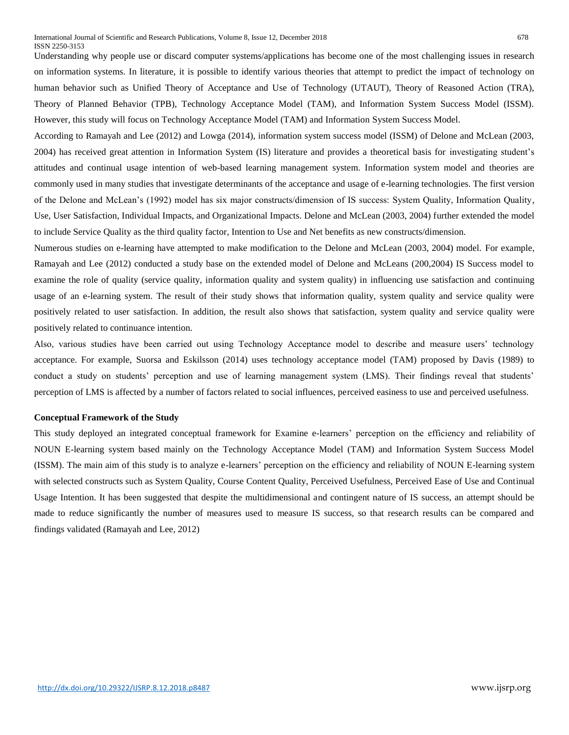Understanding why people use or discard computer systems/applications has become one of the most challenging issues in research on information systems. In literature, it is possible to identify various theories that attempt to predict the impact of technology on human behavior such as Unified Theory of Acceptance and Use of Technology (UTAUT), Theory of Reasoned Action (TRA), Theory of Planned Behavior (TPB), Technology Acceptance Model (TAM), and Information System Success Model (ISSM). However, this study will focus on Technology Acceptance Model (TAM) and Information System Success Model.

According to Ramayah and Lee (2012) and Lowga (2014), information system success model (ISSM) of Delone and McLean (2003, 2004) has received great attention in Information System (IS) literature and provides a theoretical basis for investigating student's attitudes and continual usage intention of web-based learning management system. Information system model and theories are commonly used in many studies that investigate determinants of the acceptance and usage of e-learning technologies. The first version of the Delone and McLean's (1992) model has six major constructs/dimension of IS success: System Quality, Information Quality, Use, User Satisfaction, Individual Impacts, and Organizational Impacts. Delone and McLean (2003, 2004) further extended the model to include Service Quality as the third quality factor, Intention to Use and Net benefits as new constructs/dimension.

Numerous studies on e-learning have attempted to make modification to the Delone and McLean (2003, 2004) model. For example, Ramayah and Lee (2012) conducted a study base on the extended model of Delone and McLeans (200,2004) IS Success model to examine the role of quality (service quality, information quality and system quality) in influencing use satisfaction and continuing usage of an e-learning system. The result of their study shows that information quality, system quality and service quality were positively related to user satisfaction. In addition, the result also shows that satisfaction, system quality and service quality were positively related to continuance intention.

Also, various studies have been carried out using Technology Acceptance model to describe and measure users' technology acceptance. For example, Suorsa and Eskilsson (2014) uses technology acceptance model (TAM) proposed by Davis (1989) to conduct a study on students' perception and use of learning management system (LMS). Their findings reveal that students' perception of LMS is affected by a number of factors related to social influences, perceived easiness to use and perceived usefulness.

**Conceptual Framework of the Study**

This study deployed an integrated conceptual framework for Examine e-learners' perception on the efficiency and reliability of NOUN E-learning system based mainly on the Technology Acceptance Model (TAM) and Information System Success Model (ISSM). The main aim of this study is to analyze e-learners' perception on the efficiency and reliability of NOUN E-learning system with selected constructs such as System Quality, Course Content Quality, Perceived Usefulness, Perceived Ease of Use and Continual Usage Intention. It has been suggested that despite the multidimensional and contingent nature of IS success, an attempt should be made to reduce significantly the number of measures used to measure IS success, so that research results can be compared and findings validated (Ramayah and Lee, 2012)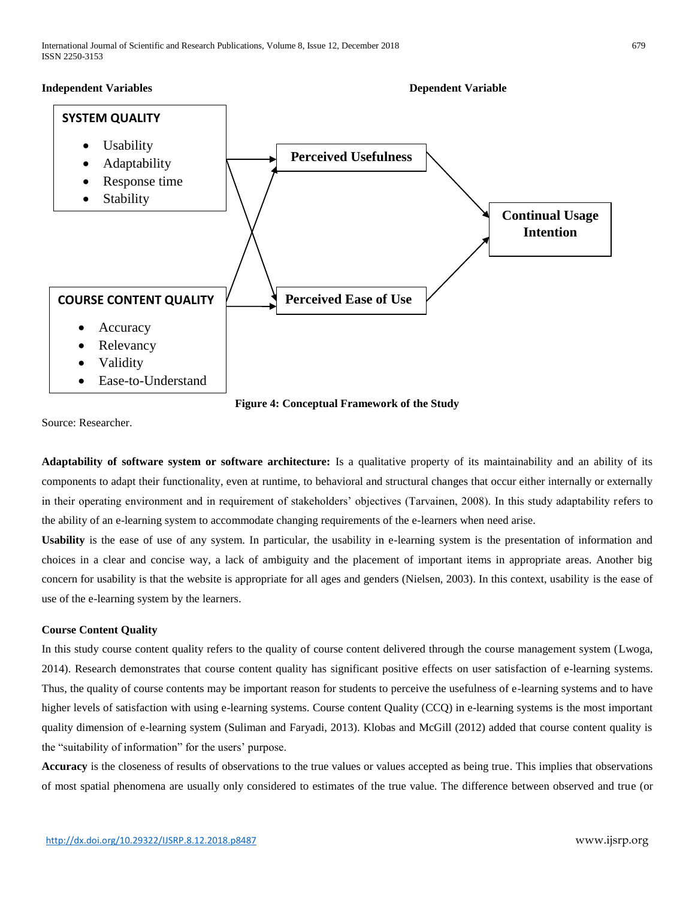**Independent Variables** **Dependent Variable**

**SYSTEM QUALITY**

- Usability
- Adaptability
- Response time
- Stability

**COURSE CONTENT QUALITY**

- Accuracy
- Relevancy
- Validity
- Ease-to-Understand

**Perceived Usefulness**

**Perceived Ease of Use**

**Continual Usage Intention**

**Figure 4: Conceptual Framework of the Study**

Source: Researcher.

**Adaptability of software system or software architecture:** Is a qualitative property of its maintainability and an ability of its components to adapt their functionality, even at runtime, to behavioral and structural changes that occur either internally or externally in their operating environment and in requirement of stakeholders' objectives (Tarvainen, 2008). In this study adaptability refers to the ability of an e-learning system to accommodate changing requirements of the e-learners when need arise.

**Usability** is the ease of use of any system. In particular, the usability in e-learning system is the presentation of information and choices in a clear and concise way, a lack of ambiguity and the placement of important items in appropriate areas. Another big concern for usability is that the website is appropriate for all ages and genders (Nielsen, 2003). In this context, usability is the ease of use of the e-learning system by the learners.

**Course Content Quality**

In this study course content quality refers to the quality of course content delivered through the course management system (Lwoga, 2014). Research demonstrates that course content quality has significant positive effects on user satisfaction of e-learning systems. Thus, the quality of course contents may be important reason for students to perceive the usefulness of e-learning systems and to have higher levels of satisfaction with using e-learning systems. Course content Quality (CCQ) in e-learning systems is the most important quality dimension of e-learning system (Suliman and Faryadi, 2013). Klobas and McGill (2012) added that course content quality is the "suitability of information" for the users' purpose.

**Accuracy** is the closeness of results of observations to the true values or values accepted as being true. This implies that observations of most spatial phenomena are usually only considered to estimates of the true value. The difference between observed and true (or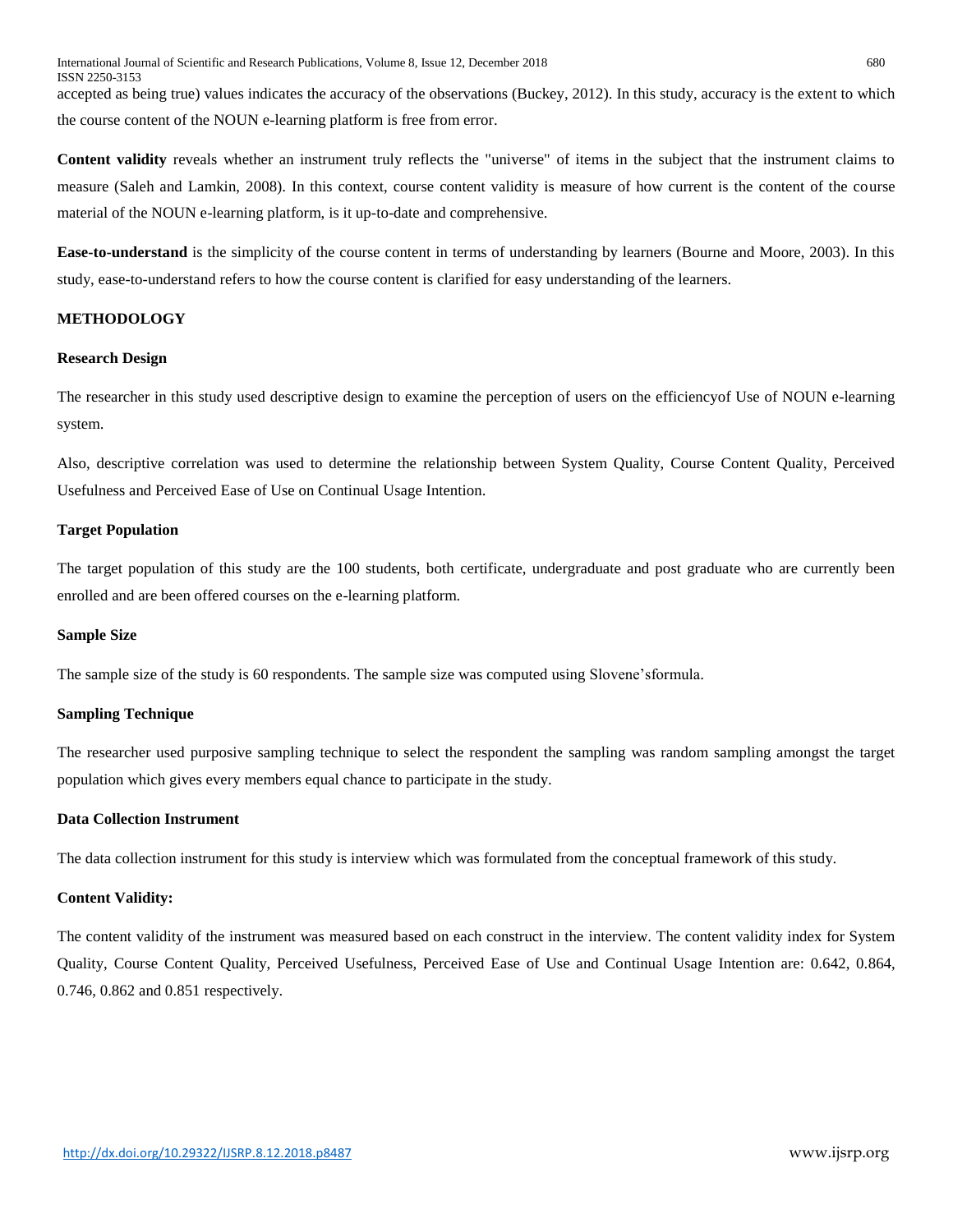accepted as being true) values indicates the accuracy of the observations (Buckey, 2012). In this study, accuracy is the extent to which the course content of the NOUN e-learning platform is free from error.

**Content validity** reveals whether an instrument truly reflects the "universe" of items in the subject that the instrument claims to measure (Saleh and Lamkin, 2008). In this context, course content validity is measure of how current is the content of the course material of the NOUN e-learning platform, is it up-to-date and comprehensive.

**Ease-to-understand** is the simplicity of the course content in terms of understanding by learners (Bourne and Moore, 2003). In this study, ease-to-understand refers to how the course content is clarified for easy understanding of the learners.

## METHODOLOGY

### Research Design

The researcher in this study used descriptive design to examine the perception of users on the efficiencyof Use of NOUN e-learning system.

Also, descriptive correlation was used to determine the relationship between System Quality, Course Content Quality, Perceived Usefulness and Perceived Ease of Use on Continual Usage Intention.

### Target Population

The target population of this study are the 100 students, both certificate, undergraduate and post graduate who are currently been enrolled and are been offered courses on the e-learning platform.

### Sample Size

The sample size of the study is 60 respondents. The sample size was computed using Slovene'sformula.

### Sampling Technique

The researcher used purposive sampling technique to select the respondent the sampling was random sampling amongst the target population which gives every members equal chance to participate in the study.

### Data Collection Instrument

The data collection instrument for this study is interview which was formulated from the conceptual framework of this study.

### Content Validity:

The content validity of the instrument was measured based on each construct in the interview. The content validity index for System Quality, Course Content Quality, Perceived Usefulness, Perceived Ease of Use and Continual Usage Intention are: 0.642, 0.864, 0.746, 0.862 and 0.851 respectively.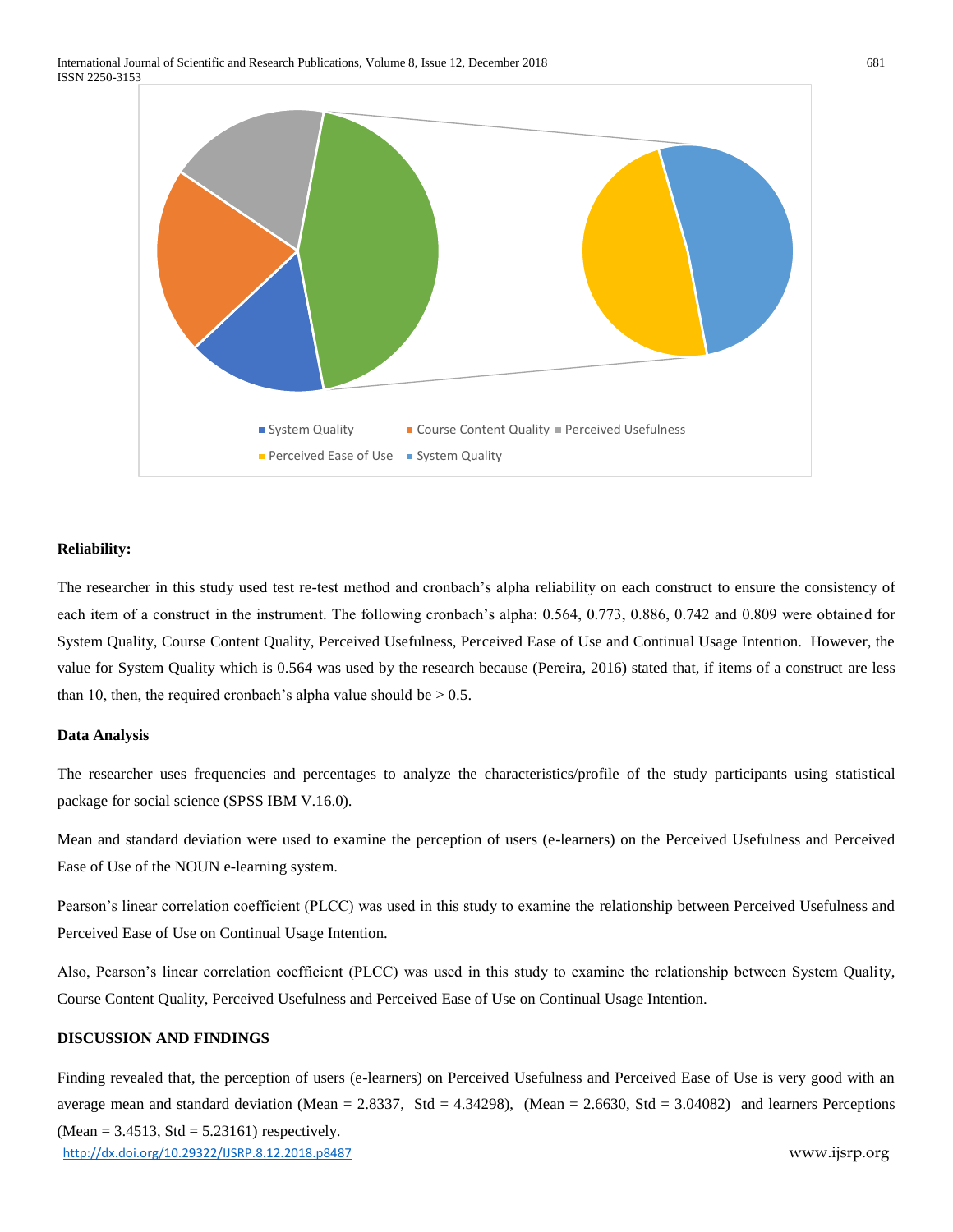**Reliability:**

The researcher in this study used test re-test method and cronbach's alpha reliability on each construct to ensure the consistency of each item of a construct in the instrument. The following cronbach's alpha: 0.564, 0.773, 0.886, 0.742 and 0.809 were obtained for System Quality, Course Content Quality, Perceived Usefulness, Perceived Ease of Use and Continual Usage Intention. However, the value for System Quality which is 0.564 was used by the research because (Pereira, 2016) stated that, if items of a construct are less than 10, then, the required cronbach's alpha value should be > 0.5.

**Data Analysis**

The researcher uses frequencies and percentages to analyze the characteristics/profile of the study participants using statistical package for social science (SPSS IBM V.16.0).

Mean and standard deviation were used to examine the perception of users (e-learners) on the Perceived Usefulness and Perceived Ease of Use of the NOUN e-learning system.

Pearson's linear correlation coefficient (PLCC) was used in this study to examine the relationship between Perceived Usefulness and Perceived Ease of Use on Continual Usage Intention.

Also, Pearson's linear correlation coefficient (PLCC) was used in this study to examine the relationship between System Quality, Course Content Quality, Perceived Usefulness and Perceived Ease of Use on Continual Usage Intention.

**DISCUSSION AND FINDINGS**

Finding revealed that, the perception of users (e-learners) on Perceived Usefulness and Perceived Ease of Use is very good with an average mean and standard deviation (Mean = 2.8337, Std = 4.34298), (Mean = 2.6630, Std = 3.04082) and learners Perceptions (Mean = 3.4513, Std = 5.23161) respectively.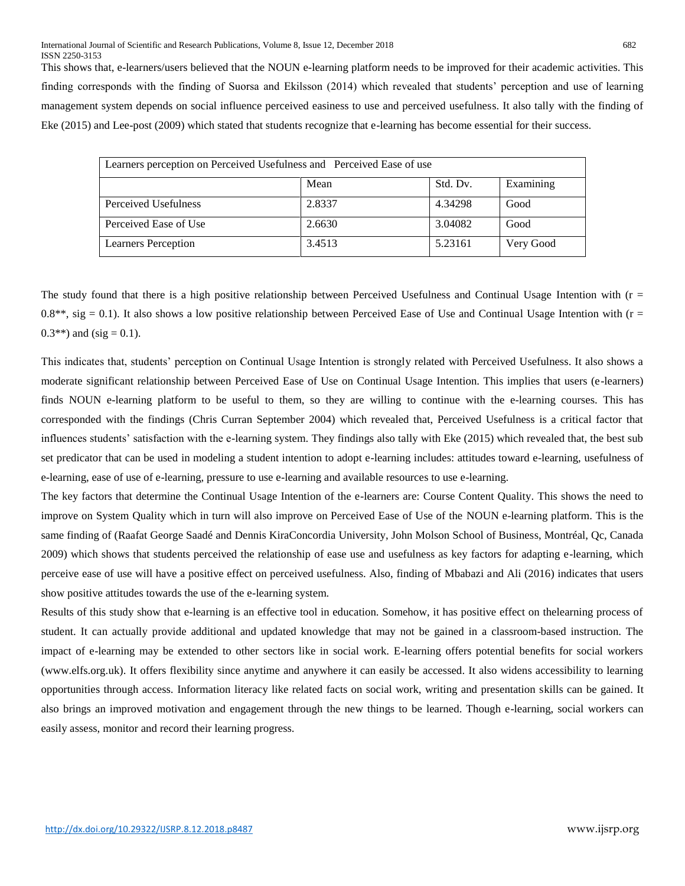This shows that, e-learners/users believed that the NOUN e-learning platform needs to be improved for their academic activities. This finding corresponds with the finding of Suorsa and Ekilsson (2014) which revealed that students' perception and use of learning management system depends on social influence perceived easiness to use and perceived usefulness. It also tally with the finding of Eke (2015) and Lee-post (2009) which stated that students recognize that e-learning has become essential for their success.

| Learners perception on Perceived Usefulness and Perceived Ease of use | | | |
|---|---|---|---|
| | Mean | Std. Dv. | Examining |
| Perceived Usefulness | 2.8337 | 4.34298 | Good |
| Perceived Ease of Use | 2.6630 | 3.04082 | Good |
| Learners Perception | 3.4513 | 5.23161 | Very Good |

The study found that there is a high positive relationship between Perceived Usefulness and Continual Usage Intention with ($r = 0.8^{**}$, sig = 0.1). It also shows a low positive relationship between Perceived Ease of Use and Continual Usage Intention with ($r = 0.3^{**}$) and (sig = 0.1).

This indicates that, students' perception on Continual Usage Intention is strongly related with Perceived Usefulness. It also shows a moderate significant relationship between Perceived Ease of Use on Continual Usage Intention. This implies that users (e-learners) finds NOUN e-learning platform to be useful to them, so they are willing to continue with the e-learning courses. This has corresponded with the findings (Chris Curran September 2004) which revealed that, Perceived Usefulness is a critical factor that influences students' satisfaction with the e-learning system. They findings also tally with Eke (2015) which revealed that, the best sub set predicator that can be used in modeling a student intention to adopt e-learning includes: attitudes toward e-learning, usefulness of e-learning, ease of use of e-learning, pressure to use e-learning and available resources to use e-learning.

The key factors that determine the Continual Usage Intention of the e-learners are: Course Content Quality. This shows the need to improve on System Quality which in turn will also improve on Perceived Ease of Use of the NOUN e-learning platform. This is the same finding of (Raafat George Saadé and Dennis KiraConcordia University, John Molson School of Business, Montréal, Qc, Canada 2009) which shows that students perceived the relationship of ease use and usefulness as key factors for adapting e-learning, which perceive ease of use will have a positive effect on perceived usefulness. Also, finding of Mbabazi and Ali (2016) indicates that users show positive attitudes towards the use of the e-learning system.

Results of this study show that e-learning is an effective tool in education. Somehow, it has positive effect on thelearning process of student. It can actually provide additional and updated knowledge that may not be gained in a classroom-based instruction. The impact of e-learning may be extended to other sectors like in social work. E-learning offers potential benefits for social workers (www.elfs.org.uk). It offers flexibility since anytime and anywhere it can easily be accessed. It also widens accessibility to learning opportunities through access. Information literacy like related facts on social work, writing and presentation skills can be gained. It also brings an improved motivation and engagement through the new things to be learned. Though e-learning, social workers can easily assess, monitor and record their learning progress.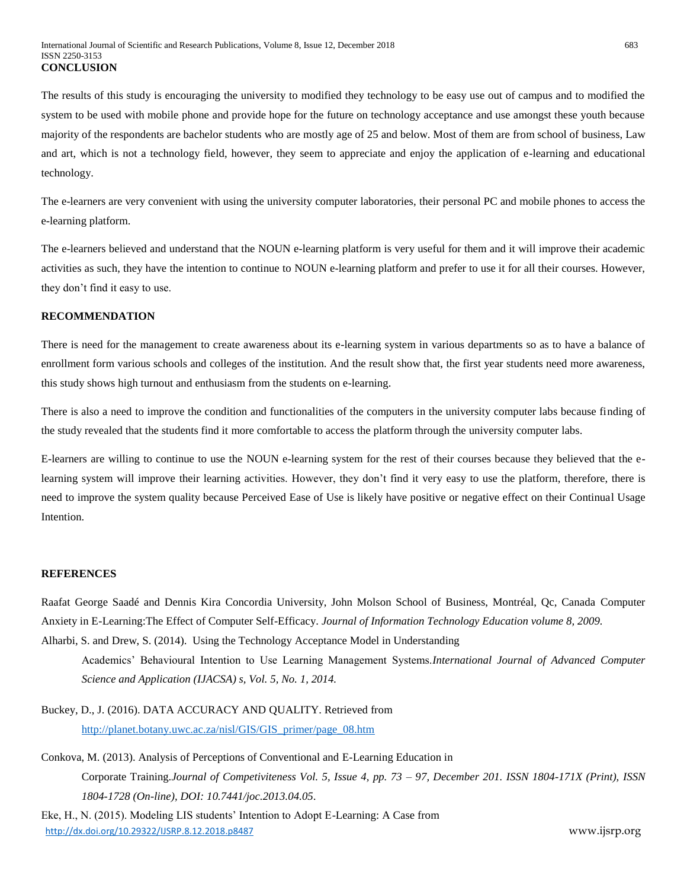## CONCLUSION

The results of this study is encouraging the university to modified they technology to be easy use out of campus and to modified the system to be used with mobile phone and provide hope for the future on technology acceptance and use amongst these youth because majority of the respondents are bachelor students who are mostly age of 25 and below. Most of them are from school of business, Law and art, which is not a technology field, however, they seem to appreciate and enjoy the application of e-learning and educational technology.

The e-learners are very convenient with using the university computer laboratories, their personal PC and mobile phones to access the e-learning platform.

The e-learners believed and understand that the NOUN e-learning platform is very useful for them and it will improve their academic activities as such, they have the intention to continue to NOUN e-learning platform and prefer to use it for all their courses. However, they don't find it easy to use.

## RECOMMENDATION

There is need for the management to create awareness about its e-learning system in various departments so as to have a balance of enrollment form various schools and colleges of the institution. And the result show that, the first year students need more awareness, this study shows high turnout and enthusiasm from the students on e-learning.

There is also a need to improve the condition and functionalities of the computers in the university computer labs because finding of the study revealed that the students find it more comfortable to access the platform through the university computer labs.

E-learners are willing to continue to use the NOUN e-learning system for the rest of their courses because they believed that the e-learning system will improve their learning activities. However, they don't find it very easy to use the platform, therefore, there is need to improve the system quality because Perceived Ease of Use is likely have positive or negative effect on their Continual Usage Intention.

## REFERENCES

Raafat George Saadé and Dennis Kira Concordia University, John Molson School of Business, Montréal, Qc, Canada Computer Anxiety in E-Learning:The Effect of Computer Self-Efficacy. *Journal of Information Technology Education volume 8, 2009.*

Alharbi, S. and Drew, S. (2014). Using the Technology Acceptance Model in Understanding Academics' Behavioural Intention to Use Learning Management Systems.*International Journal of Advanced Computer Science and Application (IJACSA) s, Vol. 5, No. 1, 2014.*

Buckey, D., J. (2016). DATA ACCURACY AND QUALITY. Retrieved from http://planet.botany.uwc.ac.za/nisl/GIS/GIS_primer/page_08.htm

Conkova, M. (2013). Analysis of Perceptions of Conventional and E-Learning Education in Corporate Training.*Journal of Competitiveness Vol. 5, Issue 4, pp. 73 – 97, December 201. ISSN 1804-171X (Print), ISSN 1804-1728 (On-line), DOI: 10.7441/joc.2013.04.05.*

Eke, H., N. (2015). Modeling LIS students' Intention to Adopt E-Learning: A Case from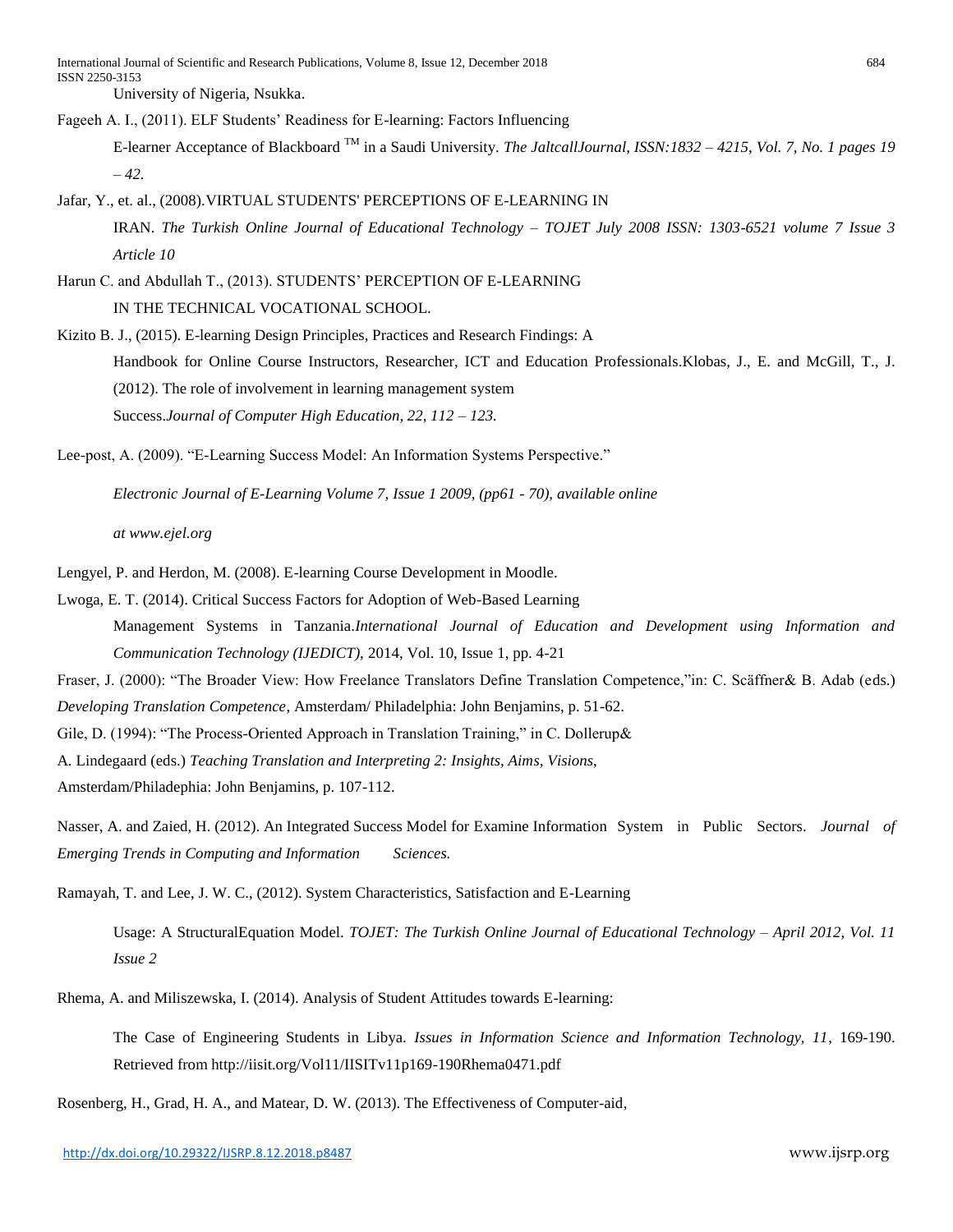University of Nigeria, Nsukka.

Fageeh A. I., (2011). ELF Students' Readiness for E-learning: Factors Influencing E-learner Acceptance of Blackboard ™ in a Saudi University. *The JaltcallJournal, ISSN:1832 – 4215, Vol. 7, No. 1 pages 19 – 42.*

Jafar, Y., et. al., (2008).VIRTUAL STUDENTS' PERCEPTIONS OF E-LEARNING IN IRAN. *The Turkish Online Journal of Educational Technology – TOJET July 2008 ISSN: 1303-6521 volume 7 Issue 3 Article 10*

Harun C. and Abdullah T., (2013). STUDENTS' PERCEPTION OF E-LEARNING IN THE TECHNICAL VOCATIONAL SCHOOL.

Kizito B. J., (2015). E-learning Design Principles, Practices and Research Findings: A Handbook for Online Course Instructors, Researcher, ICT and Education Professionals.Klobas, J., E. and McGill, T., J. (2012). The role of involvement in learning management system Success.*Journal of Computer High Education, 22, 112 – 123.*

Lee-post, A. (2009). "E-Learning Success Model: An Information Systems Perspective."

*Electronic Journal of E-Learning Volume 7, Issue 1 2009, (pp61 - 70), available online*

*at www.ejel.org*

Lengyel, P. and Herdon, M. (2008). E-learning Course Development in Moodle.

Lwoga, E. T. (2014). Critical Success Factors for Adoption of Web-Based Learning Management Systems in Tanzania.*International Journal of Education and Development using Information and Communication Technology (IJEDICT),* 2014, Vol. 10, Issue 1, pp. 4-21

Fraser, J. (2000): "The Broader View: How Freelance Translators Define Translation Competence,"in: C. Scäffner& B. Adab (eds.) *Developing Translation Competence*, Amsterdam/ Philadelphia: John Benjamins, p. 51-62.

Gile, D. (1994): "The Process-Oriented Approach in Translation Training," in C. Dollerup& A. Lindegaard (eds.) *Teaching Translation and Interpreting 2: Insights, Aims, Visions*, Amsterdam/Philadephia: John Benjamins, p. 107-112.

Nasser, A. and Zaied, H. (2012). An Integrated Success Model for Examine Information System in Public Sectors. *Journal of Emerging Trends in Computing and Information Sciences.*

Ramayah, T. and Lee, J. W. C., (2012). System Characteristics, Satisfaction and E-Learning

Usage: A StructuralEquation Model. *TOJET: The Turkish Online Journal of Educational Technology – April 2012, Vol. 11 Issue 2*

Rhema, A. and Miliszewska, I. (2014). Analysis of Student Attitudes towards E-learning:

The Case of Engineering Students in Libya. *Issues in Information Science and Information Technology, 11*, 169-190. Retrieved from http://iisit.org/Vol11/IISITv11p169-190Rhema0471.pdf

Rosenberg, H., Grad, H. A., and Matear, D. W. (2013). The Effectiveness of Computer-aid,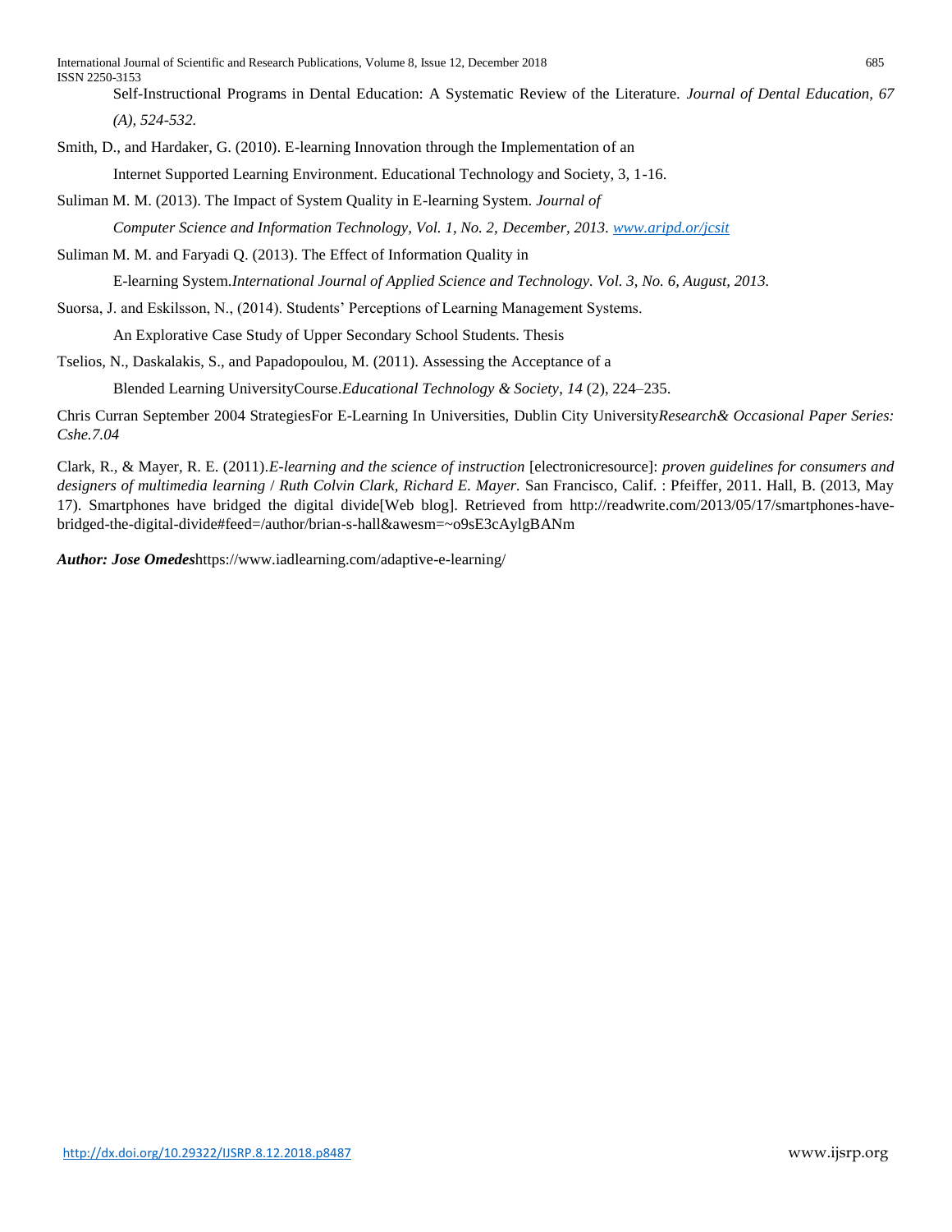Self-Instructional Programs in Dental Education: A Systematic Review of the Literature. *Journal of Dental Education, 67 (A), 524-532.*

Smith, D., and Hardaker, G. (2010). E-learning Innovation through the Implementation of an Internet Supported Learning Environment. Educational Technology and Society, 3, 1-16.

Suliman M. M. (2013). The Impact of System Quality in E-learning System. *Journal of Computer Science and Information Technology, Vol. 1, No. 2, December, 2013. www.aripd.or/jcsit*

Suliman M. M. and Faryadi Q. (2013). The Effect of Information Quality in E-learning System.*International Journal of Applied Science and Technology. Vol. 3, No. 6, August, 2013.*

Suorsa, J. and Eskilsson, N., (2014). Students' Perceptions of Learning Management Systems. An Explorative Case Study of Upper Secondary School Students. Thesis

Tselios, N., Daskalakis, S., and Papadopoulou, M. (2011). Assessing the Acceptance of a Blended Learning UniversityCourse.*Educational Technology & Society*, *14* (2), 224–235.

Chris Curran September 2004 StrategiesFor E-Learning In Universities, Dublin City University*Research& Occasional Paper Series: Cshe.7.04*

Clark, R., & Mayer, R. E. (2011).*E-learning and the science of instruction* [electronicresource]: *proven guidelines for consumers and designers of multimedia learning* / *Ruth Colvin Clark, Richard E. Mayer.* San Francisco, Calif. : Pfeiffer, 2011. Hall, B. (2013, May 17). Smartphones have bridged the digital divide[Web blog]. Retrieved from http://readwrite.com/2013/05/17/smartphones-have-bridged-the-digital-divide#feed=/author/brian-s-hall&awesm=~o9sE3cAylgBANm

***Author: Jose Omedes***https://www.iadlearning.com/adaptive-e-learning/